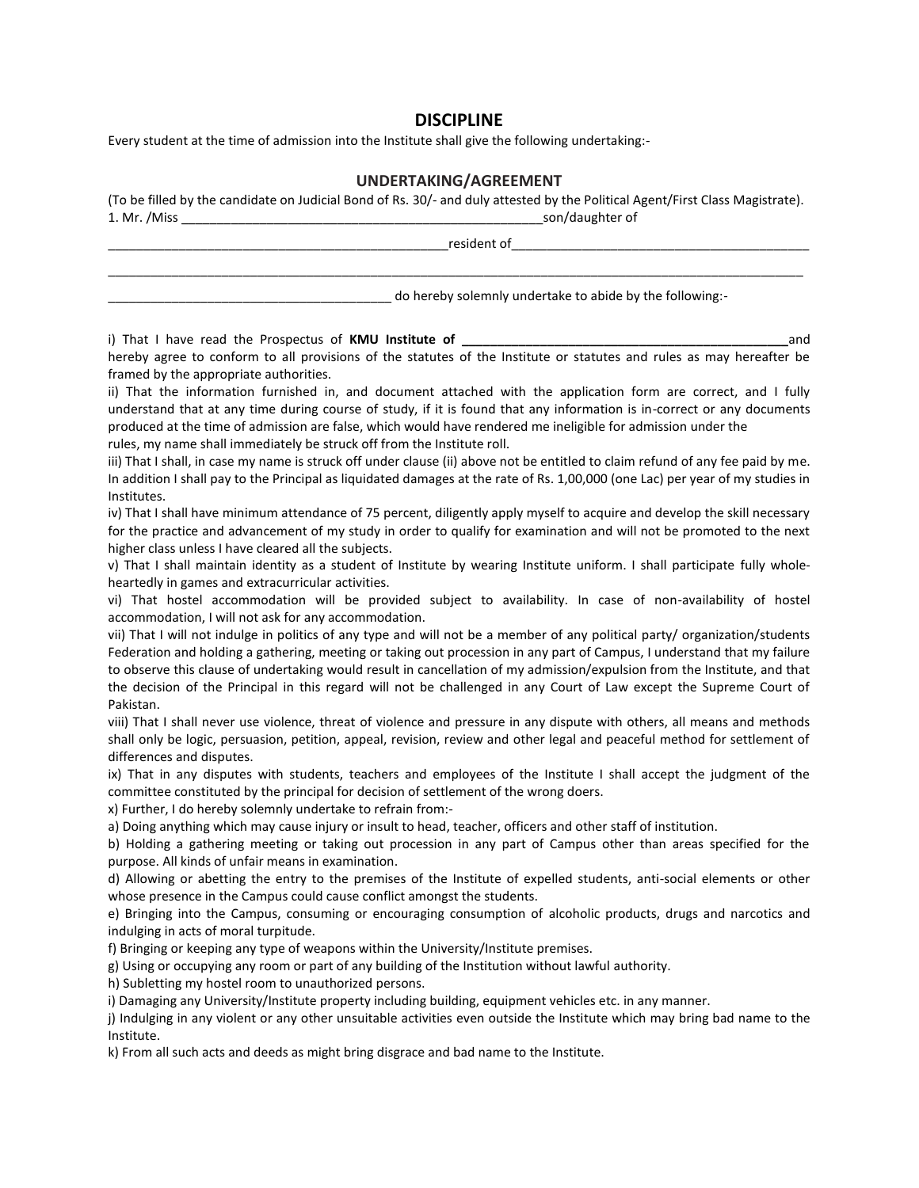## DISCIPLINE

Every student at the time of admission into the Institute shall give the following undertaking:-

## UNDERTAKING/AGREEMENT

(To be filled by the candidate on Judicial Bond of Rs. 30/- and duly attested by the Political Agent/First Class Magistrate).

1. Mr. /Miss ____________________________________________________son/daughter of

_________________________________________________resident of___________________________________________

_____________________________________________________________________________________________________

________________________________________ do hereby solemnly undertake to abide by the following:-

i) That I have read the Prospectus of **KMU Institute of _______________________________________________** and hereby agree to conform to all provisions of the statutes of the Institute or statutes and rules as may hereafter be framed by the appropriate authorities.

ii) That the information furnished in, and document attached with the application form are correct, and I fully understand that at any time during course of study, if it is found that any information is in-correct or any documents produced at the time of admission are false, which would have rendered me ineligible for admission under the rules, my name shall immediately be struck off from the Institute roll.

iii) That I shall, in case my name is struck off under clause (ii) above not be entitled to claim refund of any fee paid by me. In addition I shall pay to the Principal as liquidated damages at the rate of Rs. 1,00,000 (one Lac) per year of my studies in Institutes.

iv) That I shall have minimum attendance of 75 percent, diligently apply myself to acquire and develop the skill necessary for the practice and advancement of my study in order to qualify for examination and will not be promoted to the next higher class unless I have cleared all the subjects.

v) That I shall maintain identity as a student of Institute by wearing Institute uniform. I shall participate fully whole-heartedly in games and extracurricular activities.

vi) That hostel accommodation will be provided subject to availability. In case of non-availability of hostel accommodation, I will not ask for any accommodation.

vii) That I will not indulge in politics of any type and will not be a member of any political party/ organization/students Federation and holding a gathering, meeting or taking out procession in any part of Campus, I understand that my failure to observe this clause of undertaking would result in cancellation of my admission/expulsion from the Institute, and that the decision of the Principal in this regard will not be challenged in any Court of Law except the Supreme Court of Pakistan.

viii) That I shall never use violence, threat of violence and pressure in any dispute with others, all means and methods shall only be logic, persuasion, petition, appeal, revision, review and other legal and peaceful method for settlement of differences and disputes.

ix) That in any disputes with students, teachers and employees of the Institute I shall accept the judgment of the committee constituted by the principal for decision of settlement of the wrong doers.

x) Further, I do hereby solemnly undertake to refrain from:-

a) Doing anything which may cause injury or insult to head, teacher, officers and other staff of institution.

b) Holding a gathering meeting or taking out procession in any part of Campus other than areas specified for the purpose. All kinds of unfair means in examination.

d) Allowing or abetting the entry to the premises of the Institute of expelled students, anti-social elements or other whose presence in the Campus could cause conflict amongst the students.

e) Bringing into the Campus, consuming or encouraging consumption of alcoholic products, drugs and narcotics and indulging in acts of moral turpitude.

f) Bringing or keeping any type of weapons within the University/Institute premises.

g) Using or occupying any room or part of any building of the Institution without lawful authority.

h) Subletting my hostel room to unauthorized persons.

i) Damaging any University/Institute property including building, equipment vehicles etc. in any manner.

j) Indulging in any violent or any other unsuitable activities even outside the Institute which may bring bad name to the Institute.

k) From all such acts and deeds as might bring disgrace and bad name to the Institute.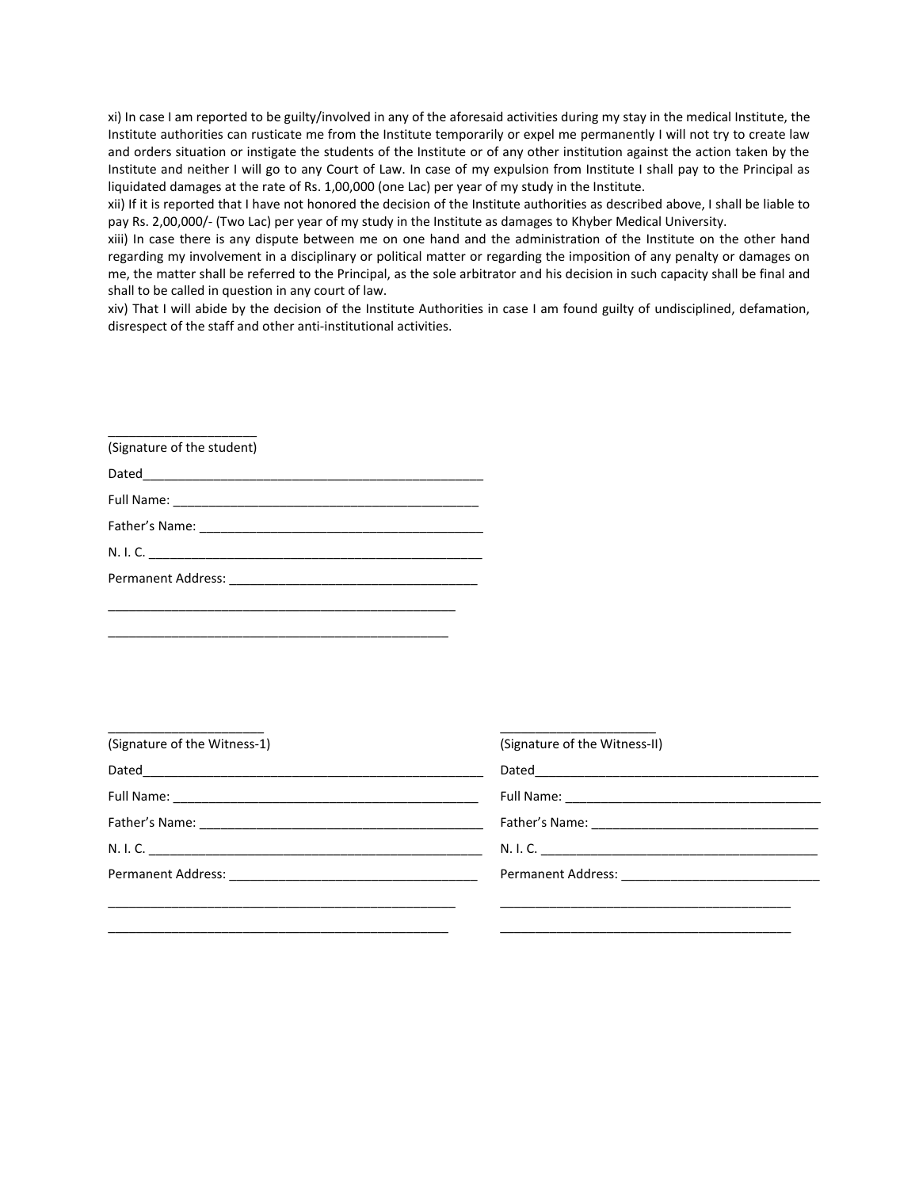xi) In case I am reported to be guilty/involved in any of the aforesaid activities during my stay in the medical Institute, the Institute authorities can rusticate me from the Institute temporarily or expel me permanently I will not try to create law and orders situation or instigate the students of the Institute or of any other institution against the action taken by the Institute and neither I will go to any Court of Law. In case of my expulsion from Institute I shall pay to the Principal as liquidated damages at the rate of Rs. 1,00,000 (one Lac) per year of my study in the Institute.

xii) If it is reported that I have not honored the decision of the Institute authorities as described above, I shall be liable to pay Rs. 2,00,000/- (Two Lac) per year of my study in the Institute as damages to Khyber Medical University.

xiii) In case there is any dispute between me on one hand and the administration of the Institute on the other hand regarding my involvement in a disciplinary or political matter or regarding the imposition of any penalty or damages on me, the matter shall be referred to the Principal, as the sole arbitrator and his decision in such capacity shall be final and shall to be called in question in any court of law.

xiv) That I will abide by the decision of the Institute Authorities in case I am found guilty of undisciplined, defamation, disrespect of the staff and other anti-institutional activities.

_____________________

(Signature of the student)

Dated__________________________________________________

Full Name: ____________________________________________

Father's Name: _________________________________________

N. I. C. _______________________________________________

Permanent Address: ___________________________________

___________________________________________________

___________________________________________________

_____________________

(Signature of the Witness-1)

Dated__________________________________________________

Full Name: ____________________________________________

Father's Name: _________________________________________

N. I. C. _______________________________________________

Permanent Address: ___________________________________

___________________________________________________

___________________________________________________

_____________________

(Signature of the Witness-II)

Dated_________________________________________

Full Name: _____________________________________

Father's Name: _________________________________

N. I. C. _______________________________________

Permanent Address: _____________________________

__________________________________________

__________________________________________